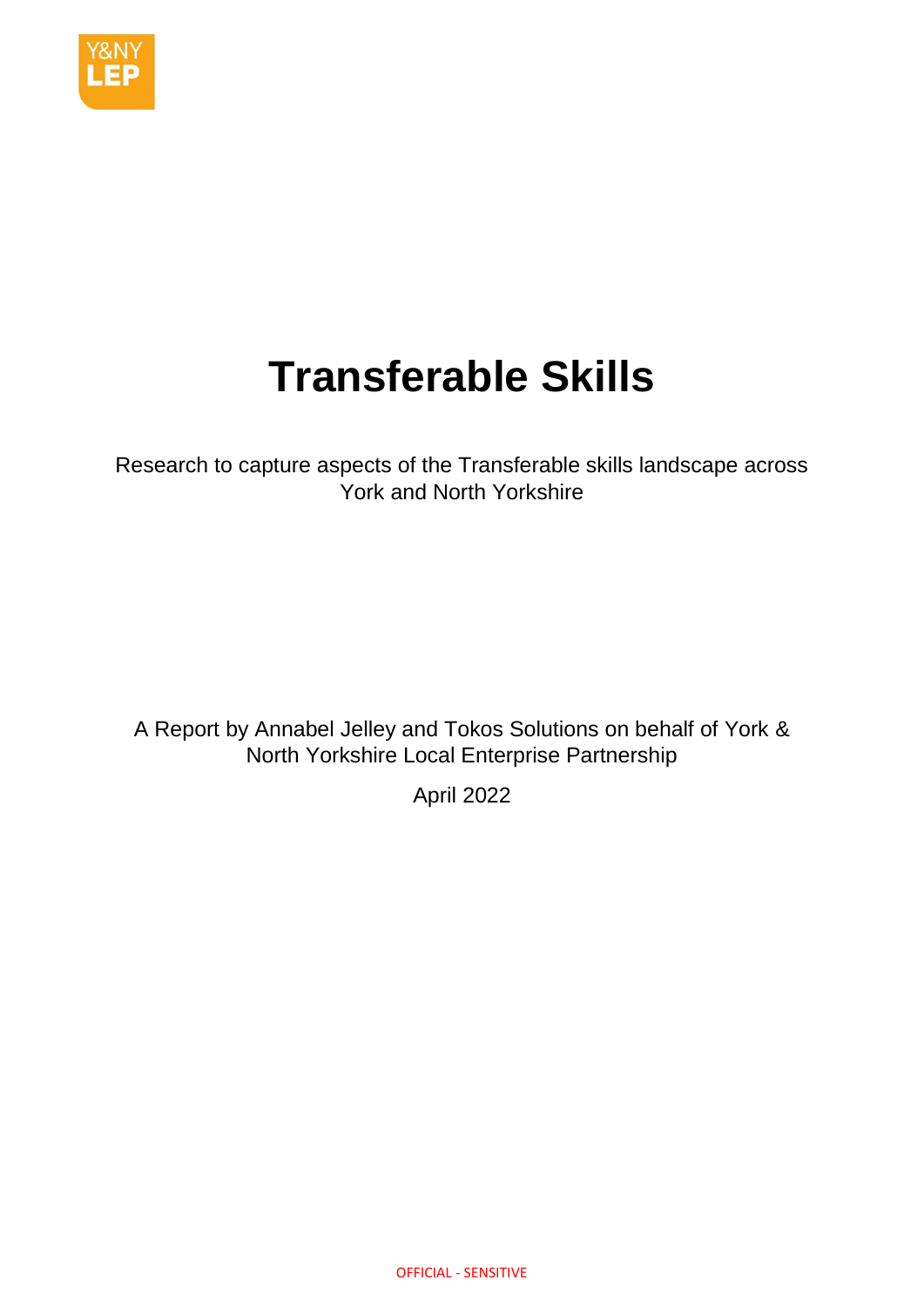# Transferable Skills

Research to capture aspects of the Transferable skills landscape across York and North Yorkshire

A Report by Annabel Jelley and Tokos Solutions on behalf of York & North Yorkshire Local Enterprise Partnership

April 2022

OFFICIAL - SENSITIVE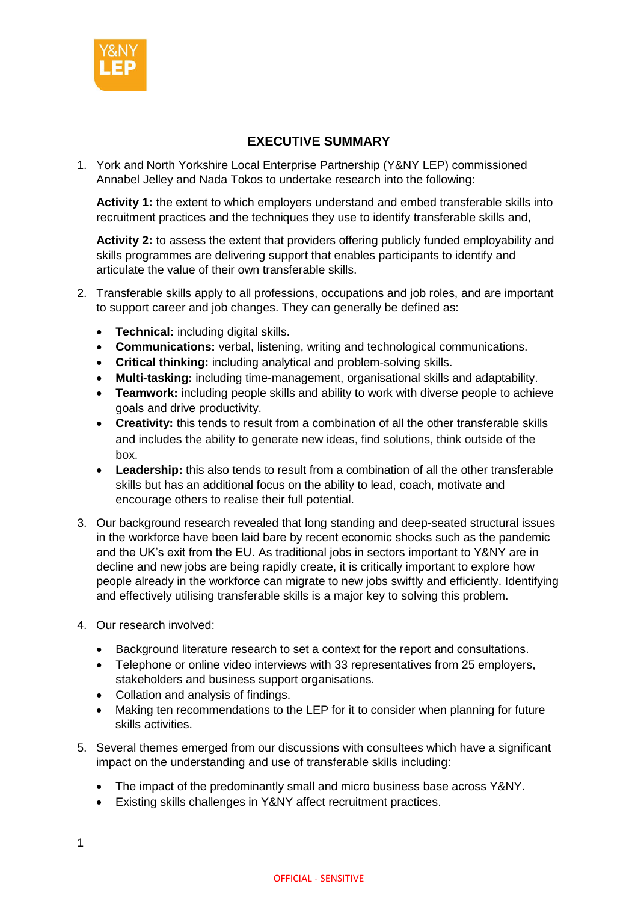## EXECUTIVE SUMMARY

1. York and North Yorkshire Local Enterprise Partnership (Y&NY LEP) commissioned Annabel Jelley and Nada Tokos to undertake research into the following:

   **Activity 1:** the extent to which employers understand and embed transferable skills into recruitment practices and the techniques they use to identify transferable skills and,

   **Activity 2:** to assess the extent that providers offering publicly funded employability and skills programmes are delivering support that enables participants to identify and articulate the value of their own transferable skills.

2. Transferable skills apply to all professions, occupations and job roles, and are important to support career and job changes. They can generally be defined as:

   - **Technical:** including digital skills.
   - **Communications:** verbal, listening, writing and technological communications.
   - **Critical thinking:** including analytical and problem-solving skills.
   - **Multi-tasking:** including time-management, organisational skills and adaptability.
   - **Teamwork:** including people skills and ability to work with diverse people to achieve goals and drive productivity.
   - **Creativity:** this tends to result from a combination of all the other transferable skills and includes the ability to generate new ideas, find solutions, think outside of the box.
   - **Leadership:** this also tends to result from a combination of all the other transferable skills but has an additional focus on the ability to lead, coach, motivate and encourage others to realise their full potential.

3. Our background research revealed that long standing and deep-seated structural issues in the workforce have been laid bare by recent economic shocks such as the pandemic and the UK's exit from the EU. As traditional jobs in sectors important to Y&NY are in decline and new jobs are being rapidly create, it is critically important to explore how people already in the workforce can migrate to new jobs swiftly and efficiently. Identifying and effectively utilising transferable skills is a major key to solving this problem.

4. Our research involved:

   - Background literature research to set a context for the report and consultations.
   - Telephone or online video interviews with 33 representatives from 25 employers, stakeholders and business support organisations.
   - Collation and analysis of findings.
   - Making ten recommendations to the LEP for it to consider when planning for future skills activities.

5. Several themes emerged from our discussions with consultees which have a significant impact on the understanding and use of transferable skills including:

   - The impact of the predominantly small and micro business base across Y&NY.
   - Existing skills challenges in Y&NY affect recruitment practices.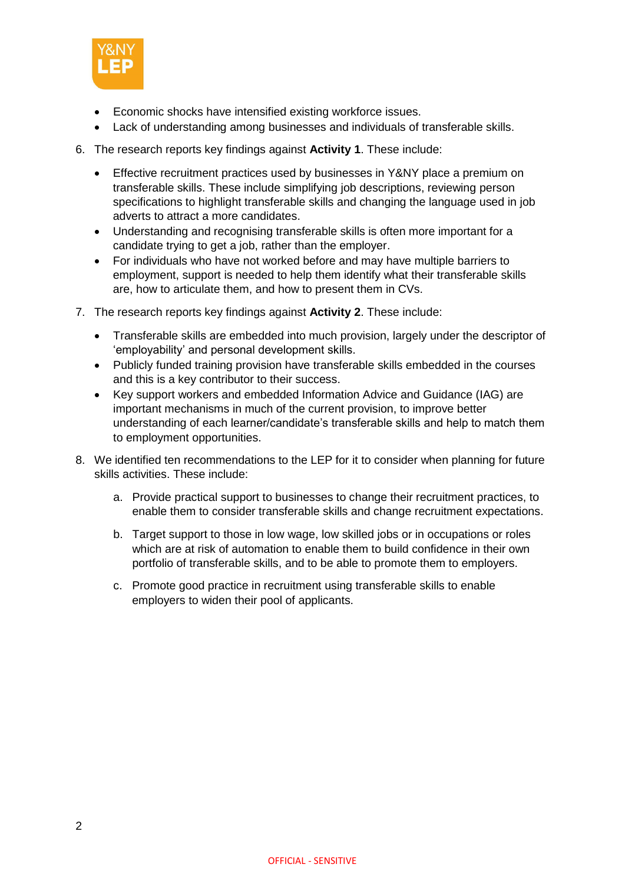- Economic shocks have intensified existing workforce issues.
- Lack of understanding among businesses and individuals of transferable skills.

6. The research reports key findings against **Activity 1**. These include:

   - Effective recruitment practices used by businesses in Y&NY place a premium on transferable skills. These include simplifying job descriptions, reviewing person specifications to highlight transferable skills and changing the language used in job adverts to attract a more candidates.
   - Understanding and recognising transferable skills is often more important for a candidate trying to get a job, rather than the employer.
   - For individuals who have not worked before and may have multiple barriers to employment, support is needed to help them identify what their transferable skills are, how to articulate them, and how to present them in CVs.

7. The research reports key findings against **Activity 2**. These include:

   - Transferable skills are embedded into much provision, largely under the descriptor of 'employability' and personal development skills.
   - Publicly funded training provision have transferable skills embedded in the courses and this is a key contributor to their success.
   - Key support workers and embedded Information Advice and Guidance (IAG) are important mechanisms in much of the current provision, to improve better understanding of each learner/candidate's transferable skills and help to match them to employment opportunities.

8. We identified ten recommendations to the LEP for it to consider when planning for future skills activities. These include:

   a. Provide practical support to businesses to change their recruitment practices, to enable them to consider transferable skills and change recruitment expectations.

   b. Target support to those in low wage, low skilled jobs or in occupations or roles which are at risk of automation to enable them to build confidence in their own portfolio of transferable skills, and to be able to promote them to employers.

   c. Promote good practice in recruitment using transferable skills to enable employers to widen their pool of applicants.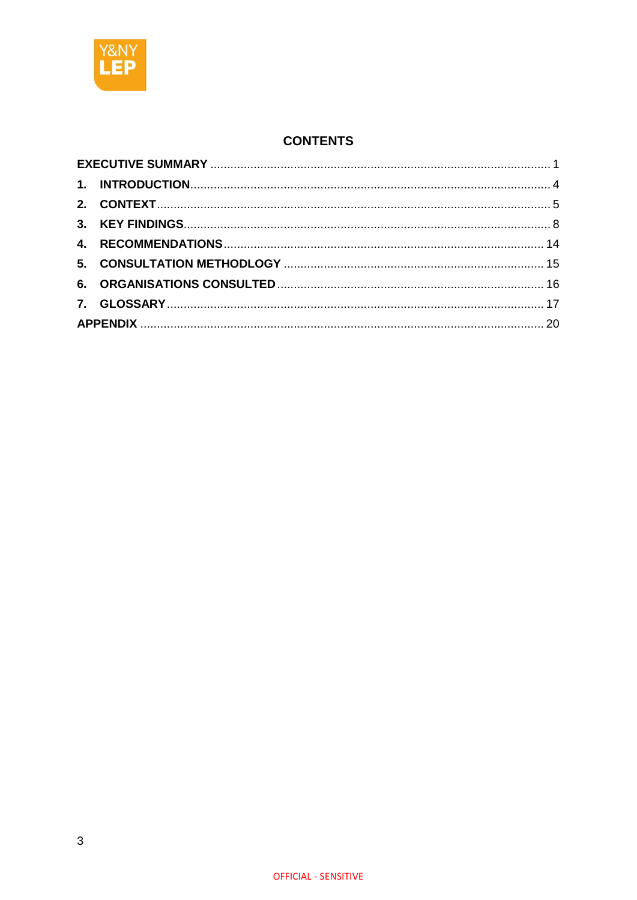## CONTENTS

| | |
|---|---|
| **EXECUTIVE SUMMARY** | 1 |
| **1. INTRODUCTION** | 4 |
| **2. CONTEXT** | 5 |
| **3. KEY FINDINGS** | 8 |
| **4. RECOMMENDATIONS** | 14 |
| **5. CONSULTATION METHODLOGY** | 15 |
| **6. ORGANISATIONS CONSULTED** | 16 |
| **7. GLOSSARY** | 17 |
| **APPENDIX** | 20 |

OFFICIAL - SENSITIVE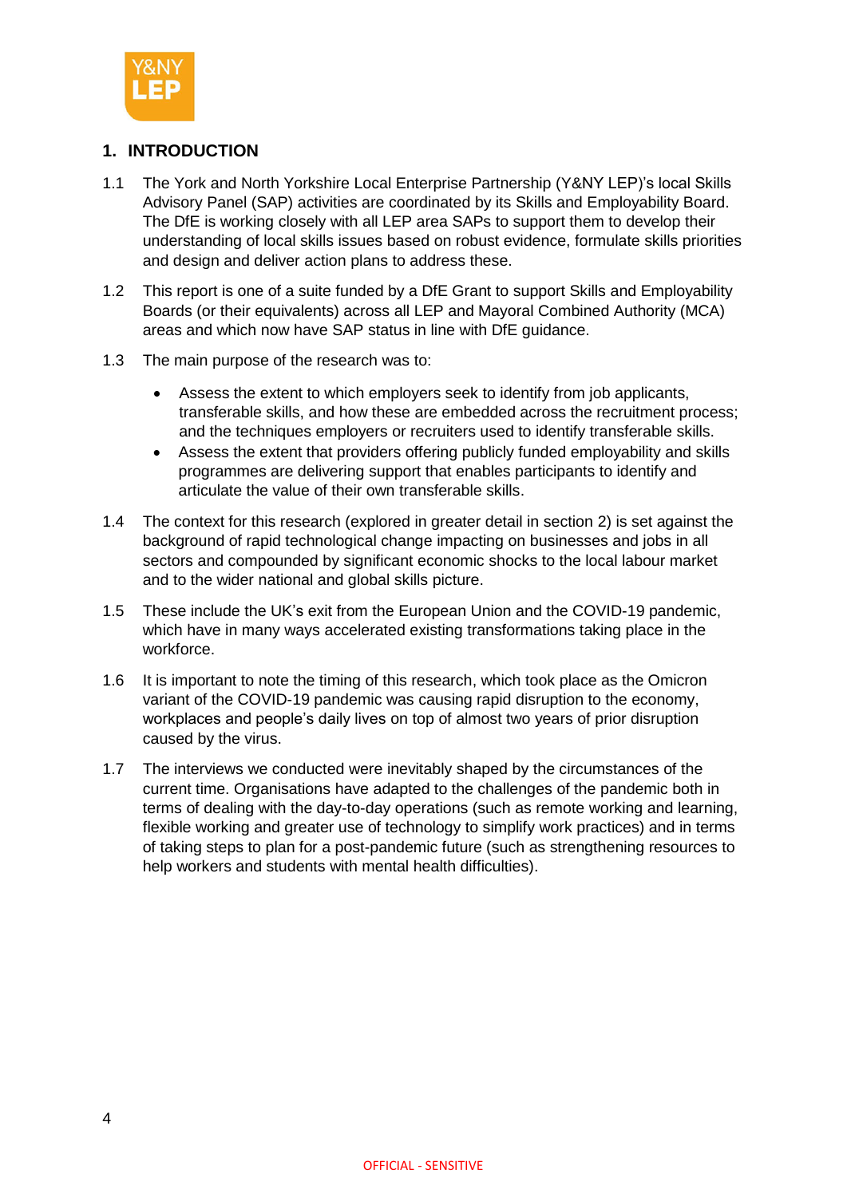## 1. INTRODUCTION

1.1 The York and North Yorkshire Local Enterprise Partnership (Y&NY LEP)'s local Skills Advisory Panel (SAP) activities are coordinated by its Skills and Employability Board. The DfE is working closely with all LEP area SAPs to support them to develop their understanding of local skills issues based on robust evidence, formulate skills priorities and design and deliver action plans to address these.

1.2 This report is one of a suite funded by a DfE Grant to support Skills and Employability Boards (or their equivalents) across all LEP and Mayoral Combined Authority (MCA) areas and which now have SAP status in line with DfE guidance.

1.3 The main purpose of the research was to:

- Assess the extent to which employers seek to identify from job applicants, transferable skills, and how these are embedded across the recruitment process; and the techniques employers or recruiters used to identify transferable skills.
- Assess the extent that providers offering publicly funded employability and skills programmes are delivering support that enables participants to identify and articulate the value of their own transferable skills.

1.4 The context for this research (explored in greater detail in section 2) is set against the background of rapid technological change impacting on businesses and jobs in all sectors and compounded by significant economic shocks to the local labour market and to the wider national and global skills picture.

1.5 These include the UK's exit from the European Union and the COVID-19 pandemic, which have in many ways accelerated existing transformations taking place in the workforce.

1.6 It is important to note the timing of this research, which took place as the Omicron variant of the COVID-19 pandemic was causing rapid disruption to the economy, workplaces and people's daily lives on top of almost two years of prior disruption caused by the virus.

1.7 The interviews we conducted were inevitably shaped by the circumstances of the current time. Organisations have adapted to the challenges of the pandemic both in terms of dealing with the day-to-day operations (such as remote working and learning, flexible working and greater use of technology to simplify work practices) and in terms of taking steps to plan for a post-pandemic future (such as strengthening resources to help workers and students with mental health difficulties).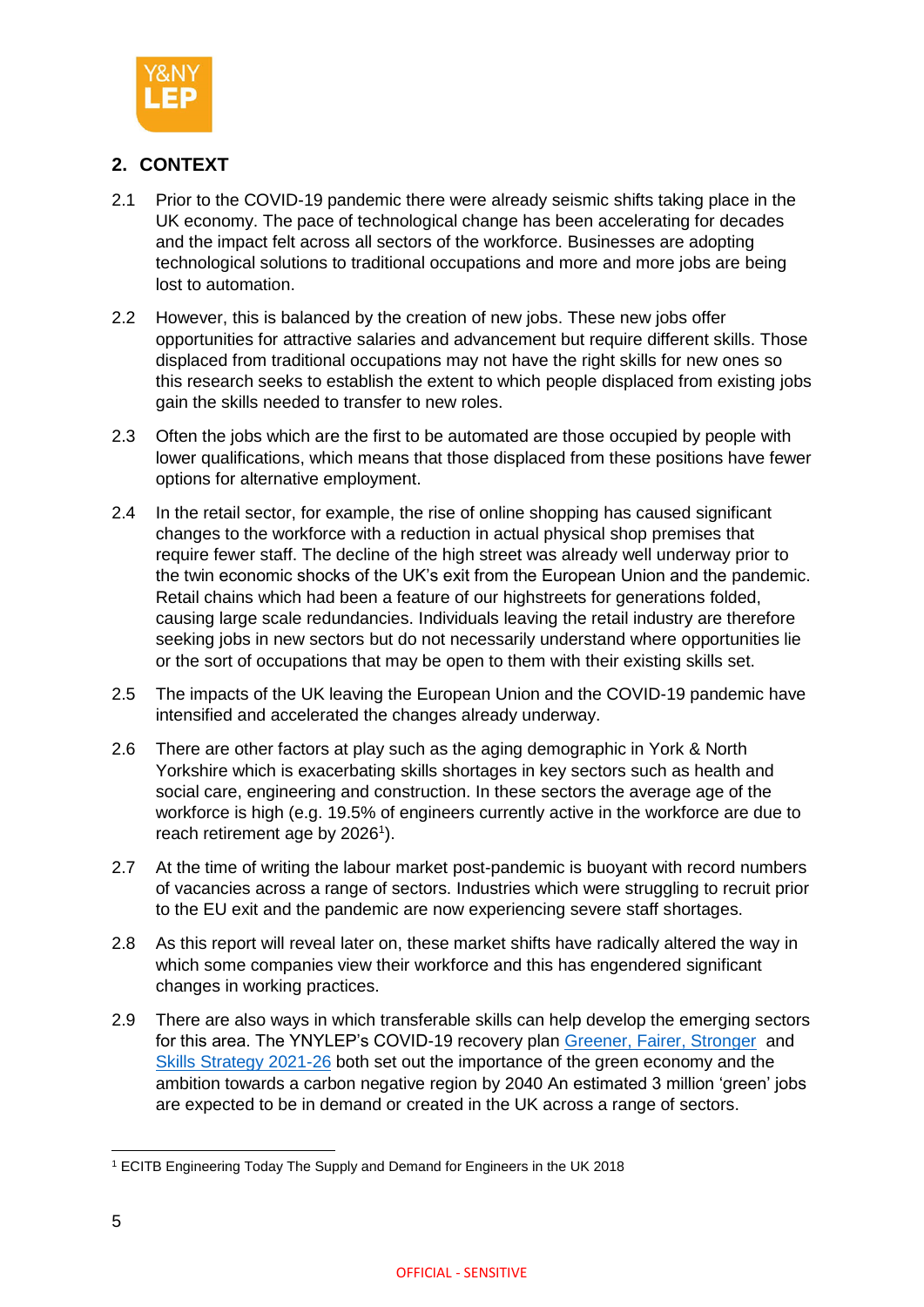## 2. CONTEXT

2.1 Prior to the COVID-19 pandemic there were already seismic shifts taking place in the UK economy. The pace of technological change has been accelerating for decades and the impact felt across all sectors of the workforce. Businesses are adopting technological solutions to traditional occupations and more and more jobs are being lost to automation.

2.2 However, this is balanced by the creation of new jobs. These new jobs offer opportunities for attractive salaries and advancement but require different skills. Those displaced from traditional occupations may not have the right skills for new ones so this research seeks to establish the extent to which people displaced from existing jobs gain the skills needed to transfer to new roles.

2.3 Often the jobs which are the first to be automated are those occupied by people with lower qualifications, which means that those displaced from these positions have fewer options for alternative employment.

2.4 In the retail sector, for example, the rise of online shopping has caused significant changes to the workforce with a reduction in actual physical shop premises that require fewer staff. The decline of the high street was already well underway prior to the twin economic shocks of the UK's exit from the European Union and the pandemic. Retail chains which had been a feature of our highstreets for generations folded, causing large scale redundancies. Individuals leaving the retail industry are therefore seeking jobs in new sectors but do not necessarily understand where opportunities lie or the sort of occupations that may be open to them with their existing skills set.

2.5 The impacts of the UK leaving the European Union and the COVID-19 pandemic have intensified and accelerated the changes already underway.

2.6 There are other factors at play such as the aging demographic in York & North Yorkshire which is exacerbating skills shortages in key sectors such as health and social care, engineering and construction. In these sectors the average age of the workforce is high (e.g. 19.5% of engineers currently active in the workforce are due to reach retirement age by 2026[1]).

2.7 At the time of writing the labour market post-pandemic is buoyant with record numbers of vacancies across a range of sectors. Industries which were struggling to recruit prior to the EU exit and the pandemic are now experiencing severe staff shortages.

2.8 As this report will reveal later on, these market shifts have radically altered the way in which some companies view their workforce and this has engendered significant changes in working practices.

2.9 There are also ways in which transferable skills can help develop the emerging sectors for this area. The YNYLEP's COVID-19 recovery plan Greener, Fairer, Stronger and Skills Strategy 2021-26 both set out the importance of the green economy and the ambition towards a carbon negative region by 2040 An estimated 3 million 'green' jobs are expected to be in demand or created in the UK across a range of sectors.

---

[1] ECITB Engineering Today The Supply and Demand for Engineers in the UK 2018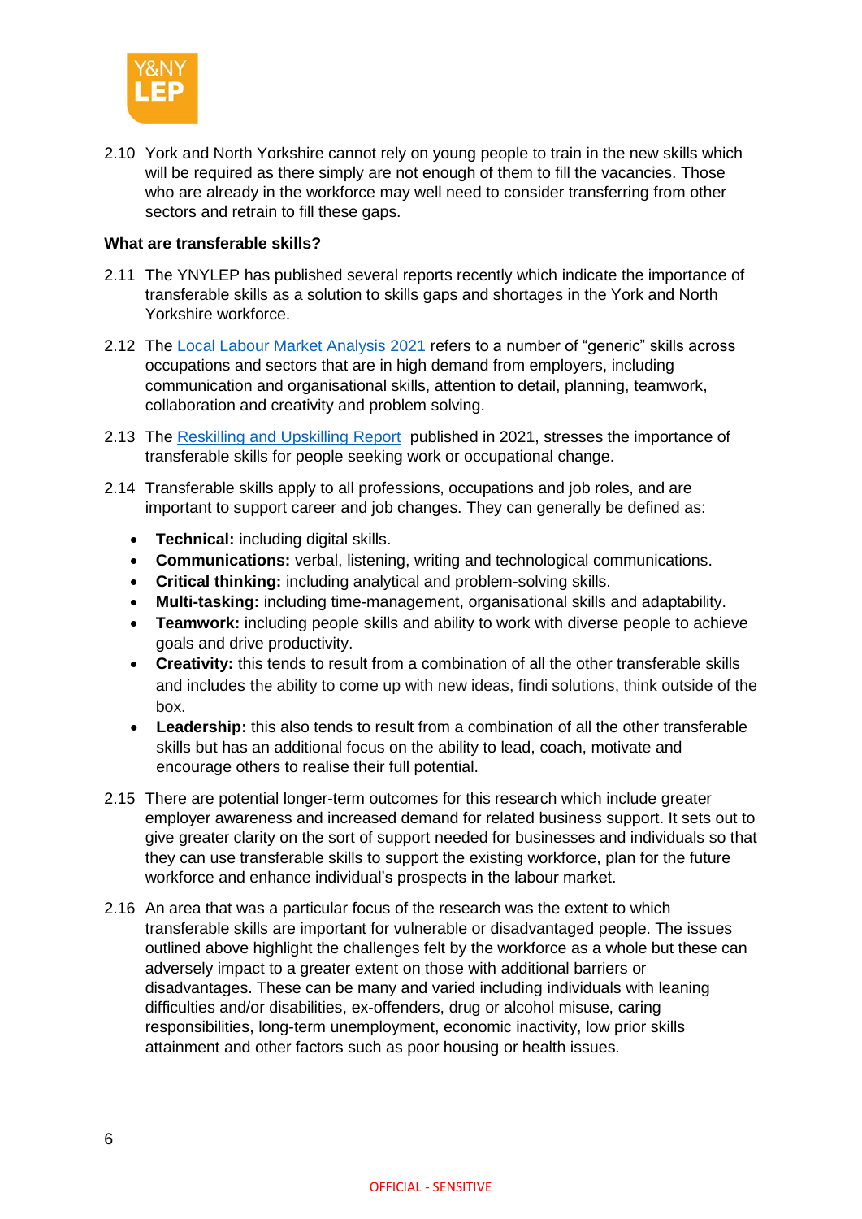2.10 York and North Yorkshire cannot rely on young people to train in the new skills which will be required as there simply are not enough of them to fill the vacancies. Those who are already in the workforce may well need to consider transferring from other sectors and retrain to fill these gaps.

**What are transferable skills?**

2.11 The YNYLEP has published several reports recently which indicate the importance of transferable skills as a solution to skills gaps and shortages in the York and North Yorkshire workforce.

2.12 The Local Labour Market Analysis 2021 refers to a number of "generic" skills across occupations and sectors that are in high demand from employers, including communication and organisational skills, attention to detail, planning, teamwork, collaboration and creativity and problem solving.

2.13 The Reskilling and Upskilling Report published in 2021, stresses the importance of transferable skills for people seeking work or occupational change.

2.14 Transferable skills apply to all professions, occupations and job roles, and are important to support career and job changes. They can generally be defined as:

- **Technical:** including digital skills.
- **Communications:** verbal, listening, writing and technological communications.
- **Critical thinking:** including analytical and problem-solving skills.
- **Multi-tasking:** including time-management, organisational skills and adaptability.
- **Teamwork:** including people skills and ability to work with diverse people to achieve goals and drive productivity.
- **Creativity:** this tends to result from a combination of all the other transferable skills and includes the ability to come up with new ideas, findi solutions, think outside of the box.
- **Leadership:** this also tends to result from a combination of all the other transferable skills but has an additional focus on the ability to lead, coach, motivate and encourage others to realise their full potential.

2.15 There are potential longer-term outcomes for this research which include greater employer awareness and increased demand for related business support. It sets out to give greater clarity on the sort of support needed for businesses and individuals so that they can use transferable skills to support the existing workforce, plan for the future workforce and enhance individual's prospects in the labour market.

2.16 An area that was a particular focus of the research was the extent to which transferable skills are important for vulnerable or disadvantaged people. The issues outlined above highlight the challenges felt by the workforce as a whole but these can adversely impact to a greater extent on those with additional barriers or disadvantages. These can be many and varied including individuals with leaning difficulties and/or disabilities, ex-offenders, drug or alcohol misuse, caring responsibilities, long-term unemployment, economic inactivity, low prior skills attainment and other factors such as poor housing or health issues.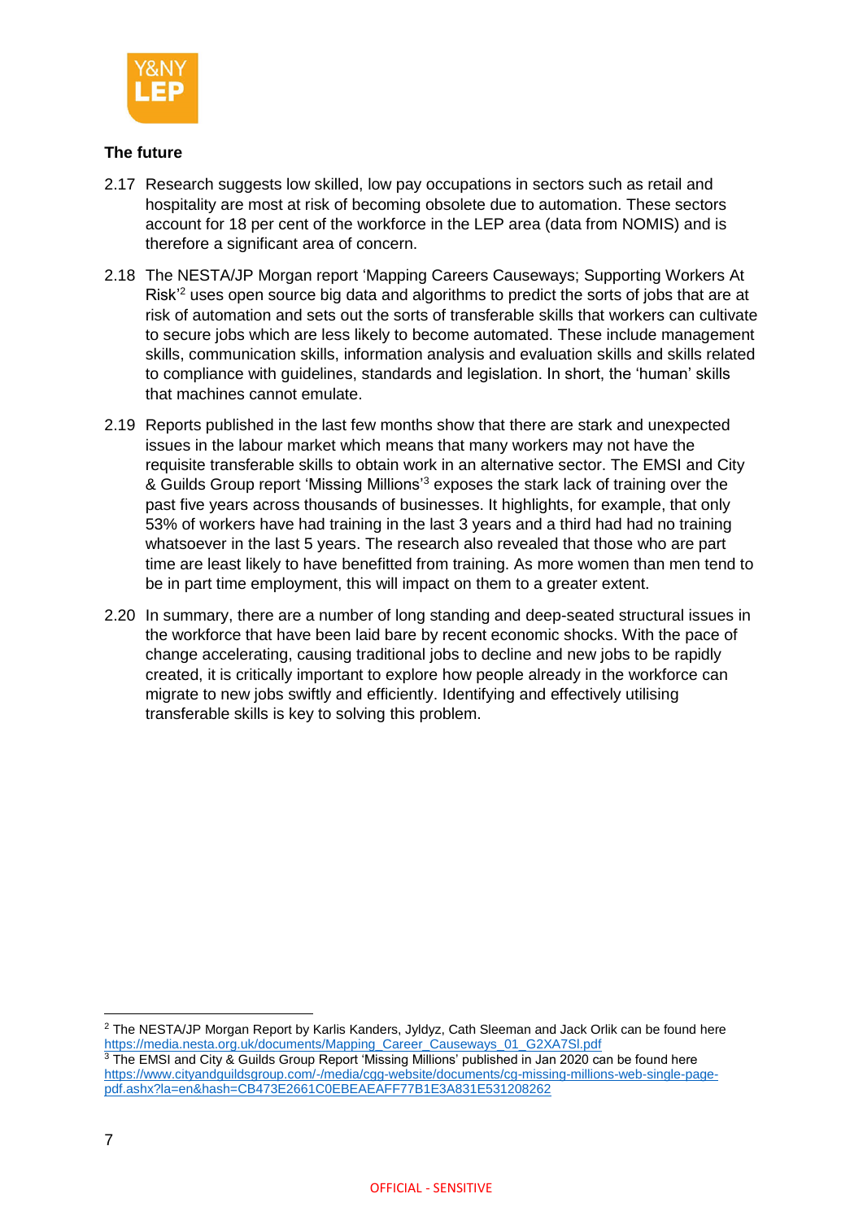**The future**

2.17 Research suggests low skilled, low pay occupations in sectors such as retail and hospitality are most at risk of becoming obsolete due to automation. These sectors account for 18 per cent of the workforce in the LEP area (data from NOMIS) and is therefore a significant area of concern.

2.18 The NESTA/JP Morgan report 'Mapping Careers Causeways; Supporting Workers At Risk'[2] uses open source big data and algorithms to predict the sorts of jobs that are at risk of automation and sets out the sorts of transferable skills that workers can cultivate to secure jobs which are less likely to become automated. These include management skills, communication skills, information analysis and evaluation skills and skills related to compliance with guidelines, standards and legislation. In short, the 'human' skills that machines cannot emulate.

2.19 Reports published in the last few months show that there are stark and unexpected issues in the labour market which means that many workers may not have the requisite transferable skills to obtain work in an alternative sector. The EMSI and City & Guilds Group report 'Missing Millions'[3] exposes the stark lack of training over the past five years across thousands of businesses. It highlights, for example, that only 53% of workers have had training in the last 3 years and a third had had no training whatsoever in the last 5 years. The research also revealed that those who are part time are least likely to have benefitted from training. As more women than men tend to be in part time employment, this will impact on them to a greater extent.

2.20 In summary, there are a number of long standing and deep-seated structural issues in the workforce that have been laid bare by recent economic shocks. With the pace of change accelerating, causing traditional jobs to decline and new jobs to be rapidly created, it is critically important to explore how people already in the workforce can migrate to new jobs swiftly and efficiently. Identifying and effectively utilising transferable skills is key to solving this problem.

---

[2] The NESTA/JP Morgan Report by Karlis Kanders, Jyldyz, Cath Sleeman and Jack Orlik can be found here https://media.nesta.org.uk/documents/Mapping_Career_Causeways_01_G2XA7SI.pdf

[3] The EMSI and City & Guilds Group Report 'Missing Millions' published in Jan 2020 can be found here https://www.cityandguildsgroup.com/-/media/cgg-website/documents/cg-missing-millions-web-single-page-pdf.ashx?la=en&hash=CB473E2661C0EBEAEAFF77B1E3A831E531208262

OFFICIAL - SENSITIVE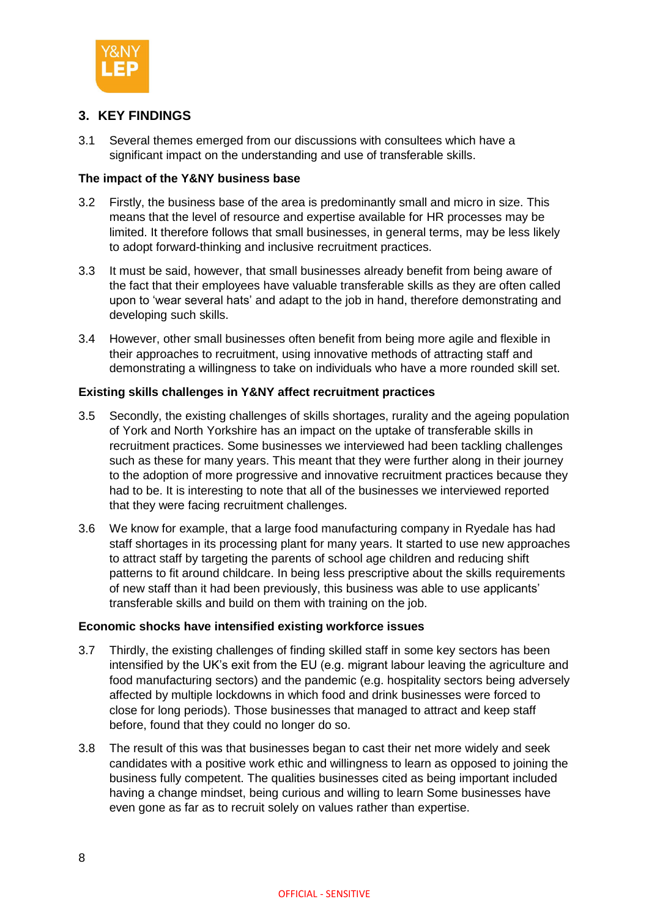## 3. KEY FINDINGS

3.1 Several themes emerged from our discussions with consultees which have a significant impact on the understanding and use of transferable skills.

**The impact of the Y&NY business base**

3.2 Firstly, the business base of the area is predominantly small and micro in size. This means that the level of resource and expertise available for HR processes may be limited. It therefore follows that small businesses, in general terms, may be less likely to adopt forward-thinking and inclusive recruitment practices.

3.3 It must be said, however, that small businesses already benefit from being aware of the fact that their employees have valuable transferable skills as they are often called upon to 'wear several hats' and adapt to the job in hand, therefore demonstrating and developing such skills.

3.4 However, other small businesses often benefit from being more agile and flexible in their approaches to recruitment, using innovative methods of attracting staff and demonstrating a willingness to take on individuals who have a more rounded skill set.

**Existing skills challenges in Y&NY affect recruitment practices**

3.5 Secondly, the existing challenges of skills shortages, rurality and the ageing population of York and North Yorkshire has an impact on the uptake of transferable skills in recruitment practices. Some businesses we interviewed had been tackling challenges such as these for many years. This meant that they were further along in their journey to the adoption of more progressive and innovative recruitment practices because they had to be. It is interesting to note that all of the businesses we interviewed reported that they were facing recruitment challenges.

3.6 We know for example, that a large food manufacturing company in Ryedale has had staff shortages in its processing plant for many years. It started to use new approaches to attract staff by targeting the parents of school age children and reducing shift patterns to fit around childcare. In being less prescriptive about the skills requirements of new staff than it had been previously, this business was able to use applicants' transferable skills and build on them with training on the job.

**Economic shocks have intensified existing workforce issues**

3.7 Thirdly, the existing challenges of finding skilled staff in some key sectors has been intensified by the UK's exit from the EU (e.g. migrant labour leaving the agriculture and food manufacturing sectors) and the pandemic (e.g. hospitality sectors being adversely affected by multiple lockdowns in which food and drink businesses were forced to close for long periods). Those businesses that managed to attract and keep staff before, found that they could no longer do so.

3.8 The result of this was that businesses began to cast their net more widely and seek candidates with a positive work ethic and willingness to learn as opposed to joining the business fully competent. The qualities businesses cited as being important included having a change mindset, being curious and willing to learn Some businesses have even gone as far as to recruit solely on values rather than expertise.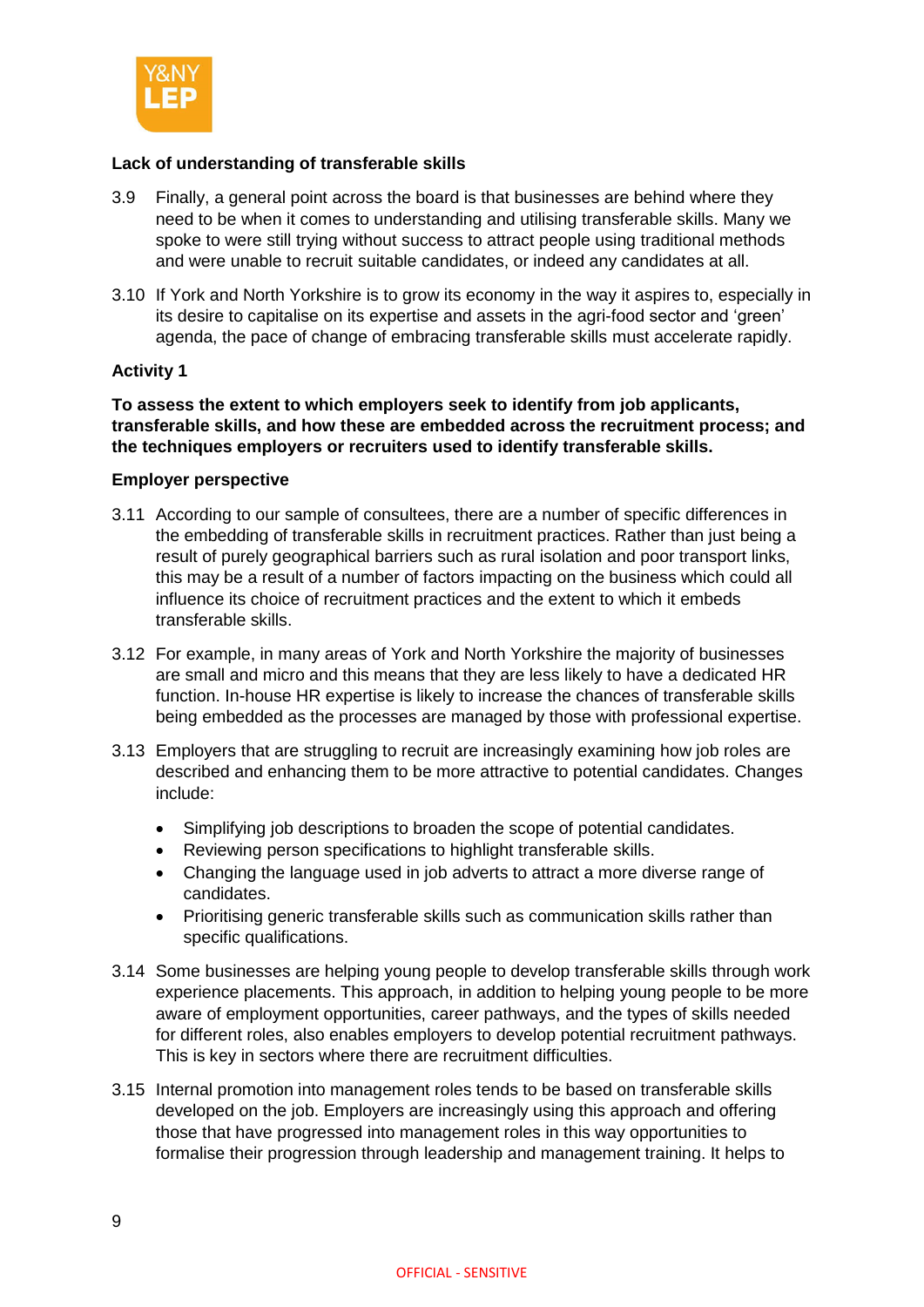**Lack of understanding of transferable skills**

3.9 Finally, a general point across the board is that businesses are behind where they need to be when it comes to understanding and utilising transferable skills. Many we spoke to were still trying without success to attract people using traditional methods and were unable to recruit suitable candidates, or indeed any candidates at all.

3.10 If York and North Yorkshire is to grow its economy in the way it aspires to, especially in its desire to capitalise on its expertise and assets in the agri-food sector and 'green' agenda, the pace of change of embracing transferable skills must accelerate rapidly.

**Activity 1**

**To assess the extent to which employers seek to identify from job applicants, transferable skills, and how these are embedded across the recruitment process; and the techniques employers or recruiters used to identify transferable skills.**

**Employer perspective**

3.11 According to our sample of consultees, there are a number of specific differences in the embedding of transferable skills in recruitment practices. Rather than just being a result of purely geographical barriers such as rural isolation and poor transport links, this may be a result of a number of factors impacting on the business which could all influence its choice of recruitment practices and the extent to which it embeds transferable skills.

3.12 For example, in many areas of York and North Yorkshire the majority of businesses are small and micro and this means that they are less likely to have a dedicated HR function. In-house HR expertise is likely to increase the chances of transferable skills being embedded as the processes are managed by those with professional expertise.

3.13 Employers that are struggling to recruit are increasingly examining how job roles are described and enhancing them to be more attractive to potential candidates. Changes include:

- Simplifying job descriptions to broaden the scope of potential candidates.
- Reviewing person specifications to highlight transferable skills.
- Changing the language used in job adverts to attract a more diverse range of candidates.
- Prioritising generic transferable skills such as communication skills rather than specific qualifications.

3.14 Some businesses are helping young people to develop transferable skills through work experience placements. This approach, in addition to helping young people to be more aware of employment opportunities, career pathways, and the types of skills needed for different roles, also enables employers to develop potential recruitment pathways. This is key in sectors where there are recruitment difficulties.

3.15 Internal promotion into management roles tends to be based on transferable skills developed on the job. Employers are increasingly using this approach and offering those that have progressed into management roles in this way opportunities to formalise their progression through leadership and management training. It helps to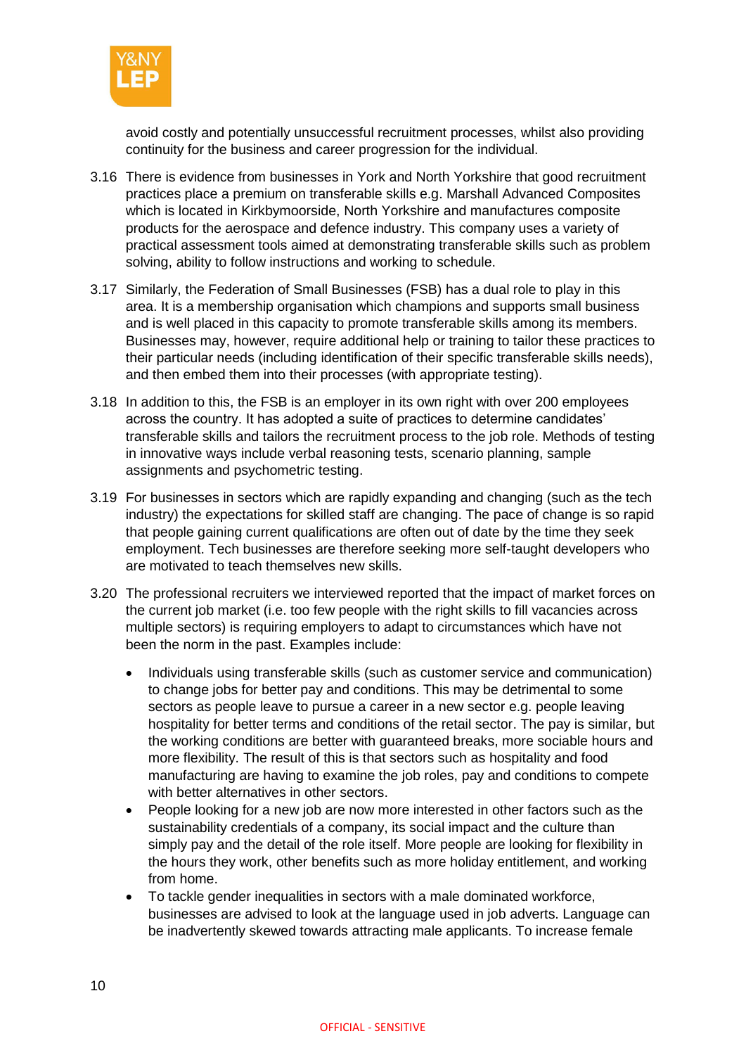avoid costly and potentially unsuccessful recruitment processes, whilst also providing continuity for the business and career progression for the individual.

3.16 There is evidence from businesses in York and North Yorkshire that good recruitment practices place a premium on transferable skills e.g. Marshall Advanced Composites which is located in Kirkbymoorside, North Yorkshire and manufactures composite products for the aerospace and defence industry. This company uses a variety of practical assessment tools aimed at demonstrating transferable skills such as problem solving, ability to follow instructions and working to schedule.

3.17 Similarly, the Federation of Small Businesses (FSB) has a dual role to play in this area. It is a membership organisation which champions and supports small business and is well placed in this capacity to promote transferable skills among its members. Businesses may, however, require additional help or training to tailor these practices to their particular needs (including identification of their specific transferable skills needs), and then embed them into their processes (with appropriate testing).

3.18 In addition to this, the FSB is an employer in its own right with over 200 employees across the country. It has adopted a suite of practices to determine candidates' transferable skills and tailors the recruitment process to the job role. Methods of testing in innovative ways include verbal reasoning tests, scenario planning, sample assignments and psychometric testing.

3.19 For businesses in sectors which are rapidly expanding and changing (such as the tech industry) the expectations for skilled staff are changing. The pace of change is so rapid that people gaining current qualifications are often out of date by the time they seek employment. Tech businesses are therefore seeking more self-taught developers who are motivated to teach themselves new skills.

3.20 The professional recruiters we interviewed reported that the impact of market forces on the current job market (i.e. too few people with the right skills to fill vacancies across multiple sectors) is requiring employers to adapt to circumstances which have not been the norm in the past. Examples include:

- Individuals using transferable skills (such as customer service and communication) to change jobs for better pay and conditions. This may be detrimental to some sectors as people leave to pursue a career in a new sector e.g. people leaving hospitality for better terms and conditions of the retail sector. The pay is similar, but the working conditions are better with guaranteed breaks, more sociable hours and more flexibility. The result of this is that sectors such as hospitality and food manufacturing are having to examine the job roles, pay and conditions to compete with better alternatives in other sectors.
- People looking for a new job are now more interested in other factors such as the sustainability credentials of a company, its social impact and the culture than simply pay and the detail of the role itself. More people are looking for flexibility in the hours they work, other benefits such as more holiday entitlement, and working from home.
- To tackle gender inequalities in sectors with a male dominated workforce, businesses are advised to look at the language used in job adverts. Language can be inadvertently skewed towards attracting male applicants. To increase female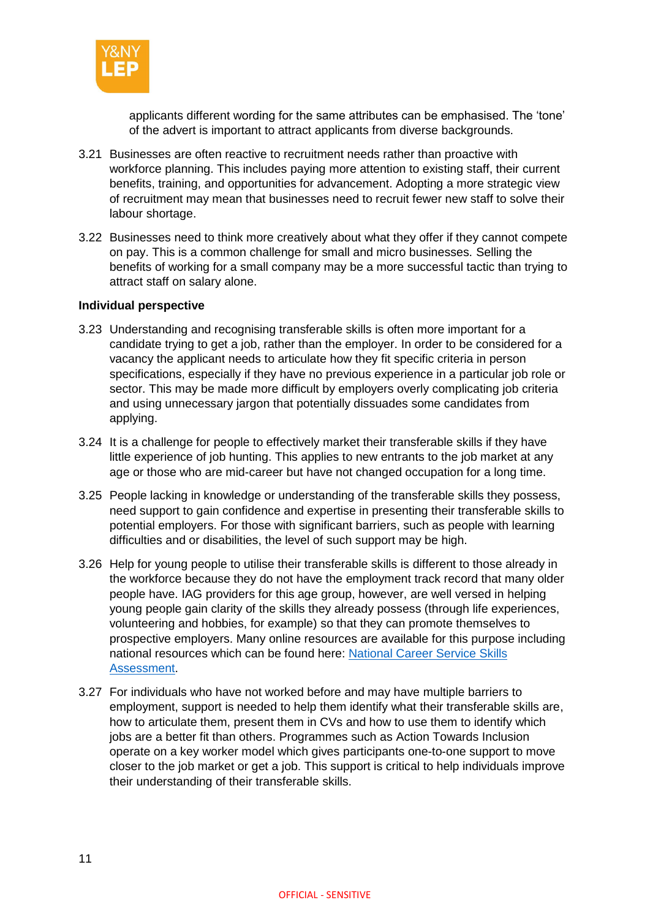applicants different wording for the same attributes can be emphasised. The 'tone' of the advert is important to attract applicants from diverse backgrounds.

3.21 Businesses are often reactive to recruitment needs rather than proactive with workforce planning. This includes paying more attention to existing staff, their current benefits, training, and opportunities for advancement. Adopting a more strategic view of recruitment may mean that businesses need to recruit fewer new staff to solve their labour shortage.

3.22 Businesses need to think more creatively about what they offer if they cannot compete on pay. This is a common challenge for small and micro businesses. Selling the benefits of working for a small company may be a more successful tactic than trying to attract staff on salary alone.

**Individual perspective**

3.23 Understanding and recognising transferable skills is often more important for a candidate trying to get a job, rather than the employer. In order to be considered for a vacancy the applicant needs to articulate how they fit specific criteria in person specifications, especially if they have no previous experience in a particular job role or sector. This may be made more difficult by employers overly complicating job criteria and using unnecessary jargon that potentially dissuades some candidates from applying.

3.24 It is a challenge for people to effectively market their transferable skills if they have little experience of job hunting. This applies to new entrants to the job market at any age or those who are mid-career but have not changed occupation for a long time.

3.25 People lacking in knowledge or understanding of the transferable skills they possess, need support to gain confidence and expertise in presenting their transferable skills to potential employers. For those with significant barriers, such as people with learning difficulties and or disabilities, the level of such support may be high.

3.26 Help for young people to utilise their transferable skills is different to those already in the workforce because they do not have the employment track record that many older people have. IAG providers for this age group, however, are well versed in helping young people gain clarity of the skills they already possess (through life experiences, volunteering and hobbies, for example) so that they can promote themselves to prospective employers. Many online resources are available for this purpose including national resources which can be found here: National Career Service Skills Assessment.

3.27 For individuals who have not worked before and may have multiple barriers to employment, support is needed to help them identify what their transferable skills are, how to articulate them, present them in CVs and how to use them to identify which jobs are a better fit than others. Programmes such as Action Towards Inclusion operate on a key worker model which gives participants one-to-one support to move closer to the job market or get a job. This support is critical to help individuals improve their understanding of their transferable skills.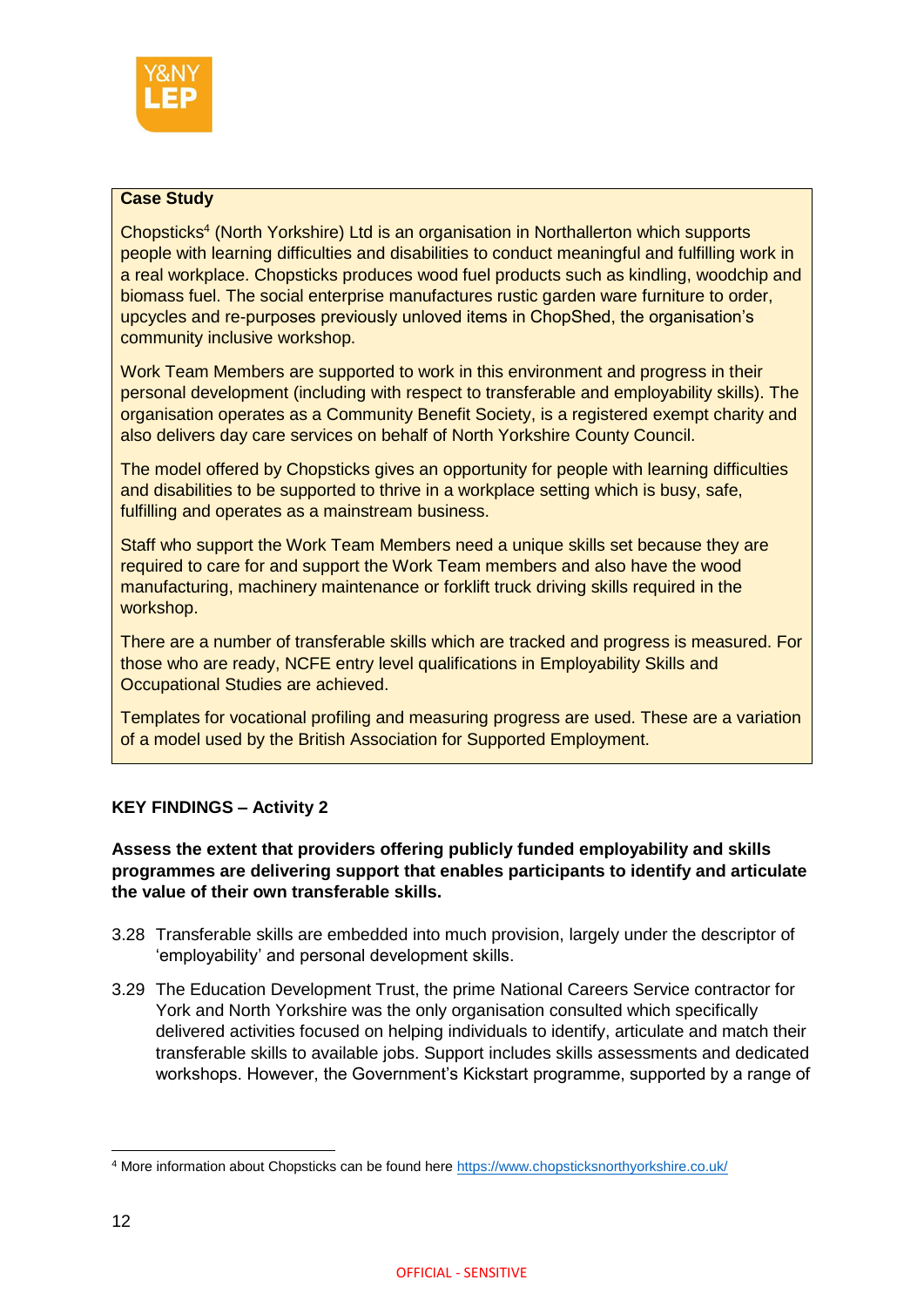**Case Study**

Chopsticks[4] (North Yorkshire) Ltd is an organisation in Northallerton which supports people with learning difficulties and disabilities to conduct meaningful and fulfilling work in a real workplace. Chopsticks produces wood fuel products such as kindling, woodchip and biomass fuel. The social enterprise manufactures rustic garden ware furniture to order, upcycles and re-purposes previously unloved items in ChopShed, the organisation's community inclusive workshop.

Work Team Members are supported to work in this environment and progress in their personal development (including with respect to transferable and employability skills). The organisation operates as a Community Benefit Society, is a registered exempt charity and also delivers day care services on behalf of North Yorkshire County Council.

The model offered by Chopsticks gives an opportunity for people with learning difficulties and disabilities to be supported to thrive in a workplace setting which is busy, safe, fulfilling and operates as a mainstream business.

Staff who support the Work Team Members need a unique skills set because they are required to care for and support the Work Team members and also have the wood manufacturing, machinery maintenance or forklift truck driving skills required in the workshop.

There are a number of transferable skills which are tracked and progress is measured. For those who are ready, NCFE entry level qualifications in Employability Skills and Occupational Studies are achieved.

Templates for vocational profiling and measuring progress are used. These are a variation of a model used by the British Association for Supported Employment.

**KEY FINDINGS – Activity 2**

**Assess the extent that providers offering publicly funded employability and skills programmes are delivering support that enables participants to identify and articulate the value of their own transferable skills.**

3.28 Transferable skills are embedded into much provision, largely under the descriptor of 'employability' and personal development skills.

3.29 The Education Development Trust, the prime National Careers Service contractor for York and North Yorkshire was the only organisation consulted which specifically delivered activities focused on helping individuals to identify, articulate and match their transferable skills to available jobs. Support includes skills assessments and dedicated workshops. However, the Government's Kickstart programme, supported by a range of

[4] More information about Chopsticks can be found here https://www.chopsticksnorthyorkshire.co.uk/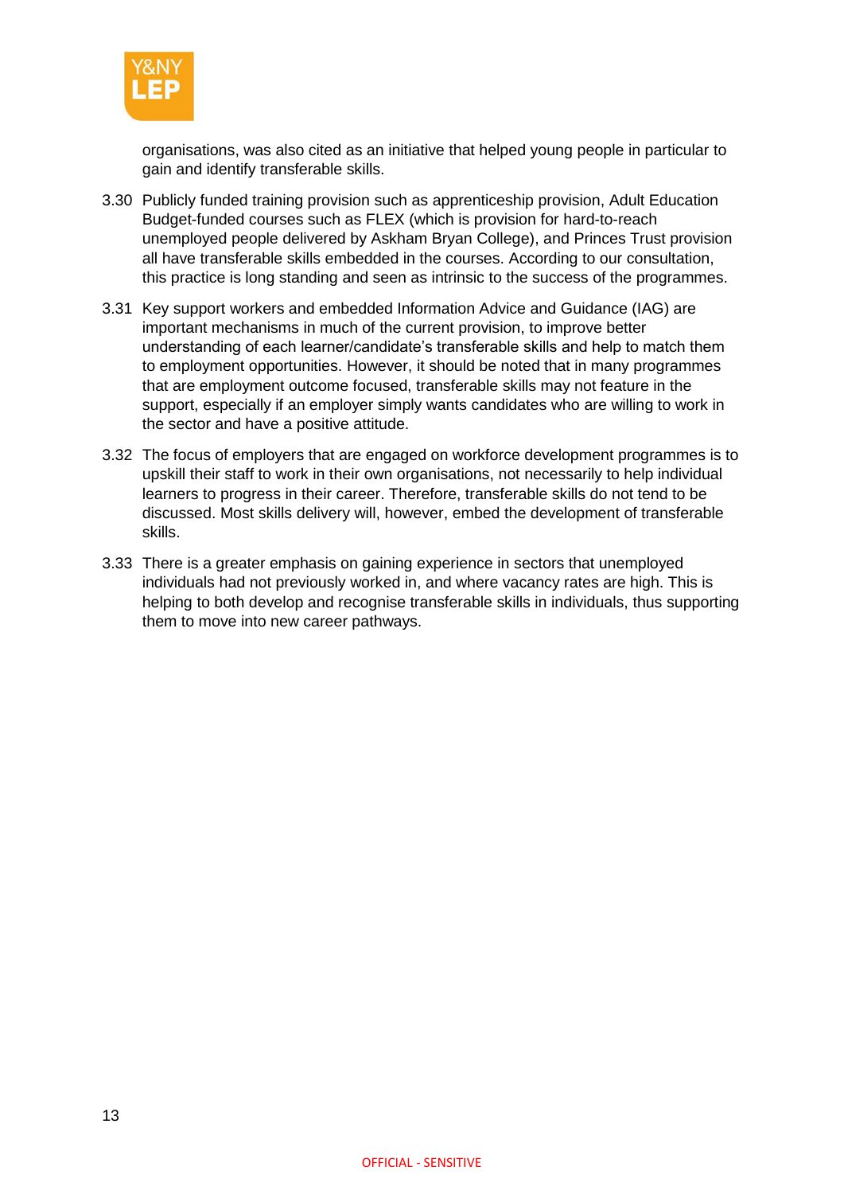organisations, was also cited as an initiative that helped young people in particular to gain and identify transferable skills.

3.30 Publicly funded training provision such as apprenticeship provision, Adult Education Budget-funded courses such as FLEX (which is provision for hard-to-reach unemployed people delivered by Askham Bryan College), and Princes Trust provision all have transferable skills embedded in the courses. According to our consultation, this practice is long standing and seen as intrinsic to the success of the programmes.

3.31 Key support workers and embedded Information Advice and Guidance (IAG) are important mechanisms in much of the current provision, to improve better understanding of each learner/candidate's transferable skills and help to match them to employment opportunities. However, it should be noted that in many programmes that are employment outcome focused, transferable skills may not feature in the support, especially if an employer simply wants candidates who are willing to work in the sector and have a positive attitude.

3.32 The focus of employers that are engaged on workforce development programmes is to upskill their staff to work in their own organisations, not necessarily to help individual learners to progress in their career. Therefore, transferable skills do not tend to be discussed. Most skills delivery will, however, embed the development of transferable skills.

3.33 There is a greater emphasis on gaining experience in sectors that unemployed individuals had not previously worked in, and where vacancy rates are high. This is helping to both develop and recognise transferable skills in individuals, thus supporting them to move into new career pathways.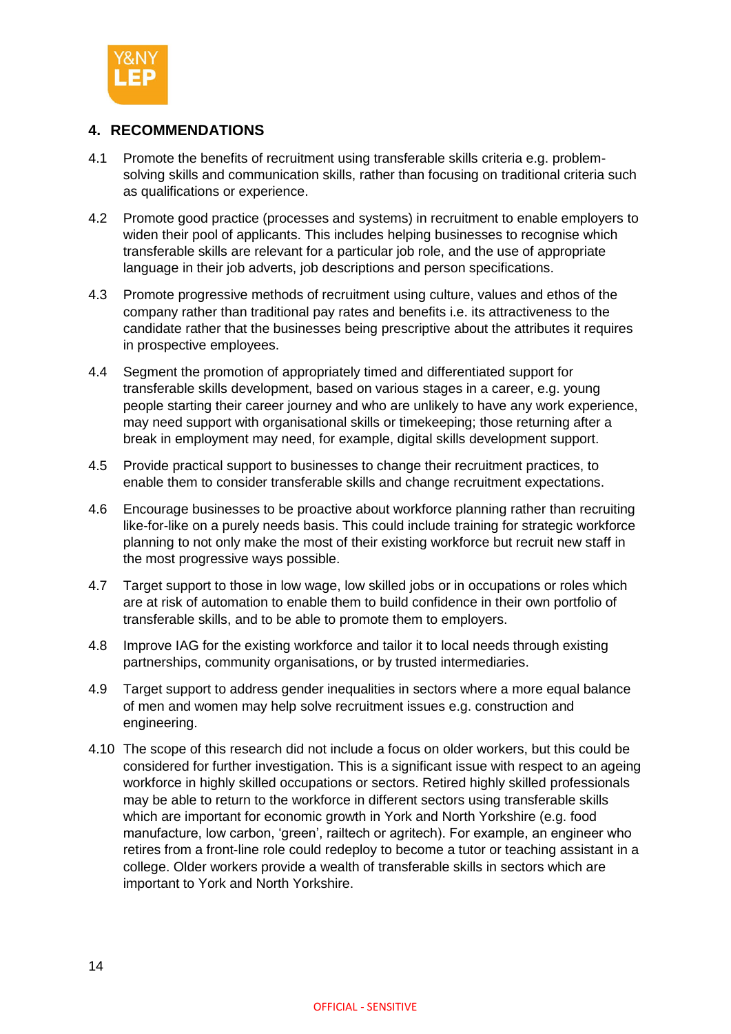## 4. RECOMMENDATIONS

4.1 Promote the benefits of recruitment using transferable skills criteria e.g. problem-solving skills and communication skills, rather than focusing on traditional criteria such as qualifications or experience.

4.2 Promote good practice (processes and systems) in recruitment to enable employers to widen their pool of applicants. This includes helping businesses to recognise which transferable skills are relevant for a particular job role, and the use of appropriate language in their job adverts, job descriptions and person specifications.

4.3 Promote progressive methods of recruitment using culture, values and ethos of the company rather than traditional pay rates and benefits i.e. its attractiveness to the candidate rather that the businesses being prescriptive about the attributes it requires in prospective employees.

4.4 Segment the promotion of appropriately timed and differentiated support for transferable skills development, based on various stages in a career, e.g. young people starting their career journey and who are unlikely to have any work experience, may need support with organisational skills or timekeeping; those returning after a break in employment may need, for example, digital skills development support.

4.5 Provide practical support to businesses to change their recruitment practices, to enable them to consider transferable skills and change recruitment expectations.

4.6 Encourage businesses to be proactive about workforce planning rather than recruiting like-for-like on a purely needs basis. This could include training for strategic workforce planning to not only make the most of their existing workforce but recruit new staff in the most progressive ways possible.

4.7 Target support to those in low wage, low skilled jobs or in occupations or roles which are at risk of automation to enable them to build confidence in their own portfolio of transferable skills, and to be able to promote them to employers.

4.8 Improve IAG for the existing workforce and tailor it to local needs through existing partnerships, community organisations, or by trusted intermediaries.

4.9 Target support to address gender inequalities in sectors where a more equal balance of men and women may help solve recruitment issues e.g. construction and engineering.

4.10 The scope of this research did not include a focus on older workers, but this could be considered for further investigation. This is a significant issue with respect to an ageing workforce in highly skilled occupations or sectors. Retired highly skilled professionals may be able to return to the workforce in different sectors using transferable skills which are important for economic growth in York and North Yorkshire (e.g. food manufacture, low carbon, 'green', railtech or agritech). For example, an engineer who retires from a front-line role could redeploy to become a tutor or teaching assistant in a college. Older workers provide a wealth of transferable skills in sectors which are important to York and North Yorkshire.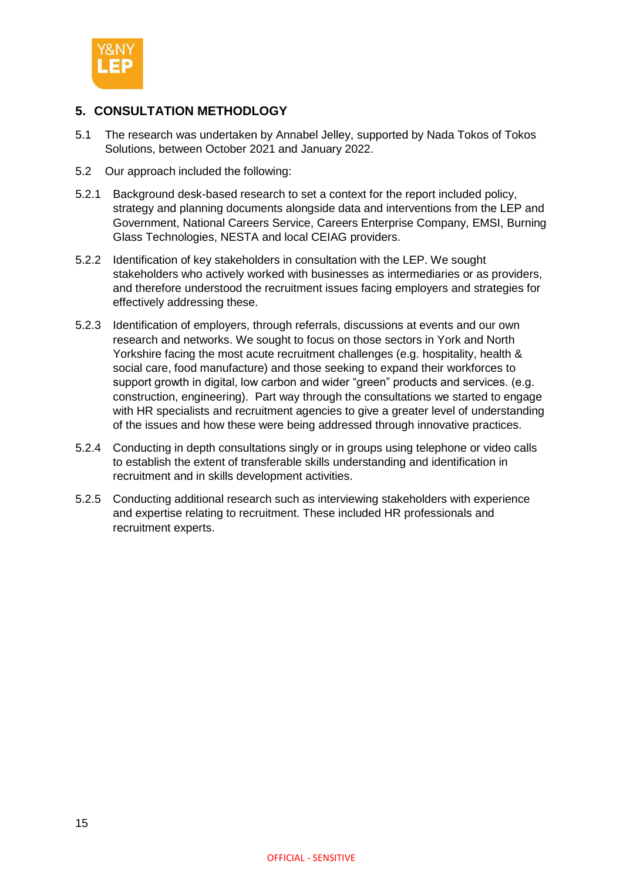## 5. CONSULTATION METHODLOGY

5.1 The research was undertaken by Annabel Jelley, supported by Nada Tokos of Tokos Solutions, between October 2021 and January 2022.

5.2 Our approach included the following:

5.2.1 Background desk-based research to set a context for the report included policy, strategy and planning documents alongside data and interventions from the LEP and Government, National Careers Service, Careers Enterprise Company, EMSI, Burning Glass Technologies, NESTA and local CEIAG providers.

5.2.2 Identification of key stakeholders in consultation with the LEP. We sought stakeholders who actively worked with businesses as intermediaries or as providers, and therefore understood the recruitment issues facing employers and strategies for effectively addressing these.

5.2.3 Identification of employers, through referrals, discussions at events and our own research and networks. We sought to focus on those sectors in York and North Yorkshire facing the most acute recruitment challenges (e.g. hospitality, health & social care, food manufacture) and those seeking to expand their workforces to support growth in digital, low carbon and wider "green" products and services. (e.g. construction, engineering). Part way through the consultations we started to engage with HR specialists and recruitment agencies to give a greater level of understanding of the issues and how these were being addressed through innovative practices.

5.2.4 Conducting in depth consultations singly or in groups using telephone or video calls to establish the extent of transferable skills understanding and identification in recruitment and in skills development activities.

5.2.5 Conducting additional research such as interviewing stakeholders with experience and expertise relating to recruitment. These included HR professionals and recruitment experts.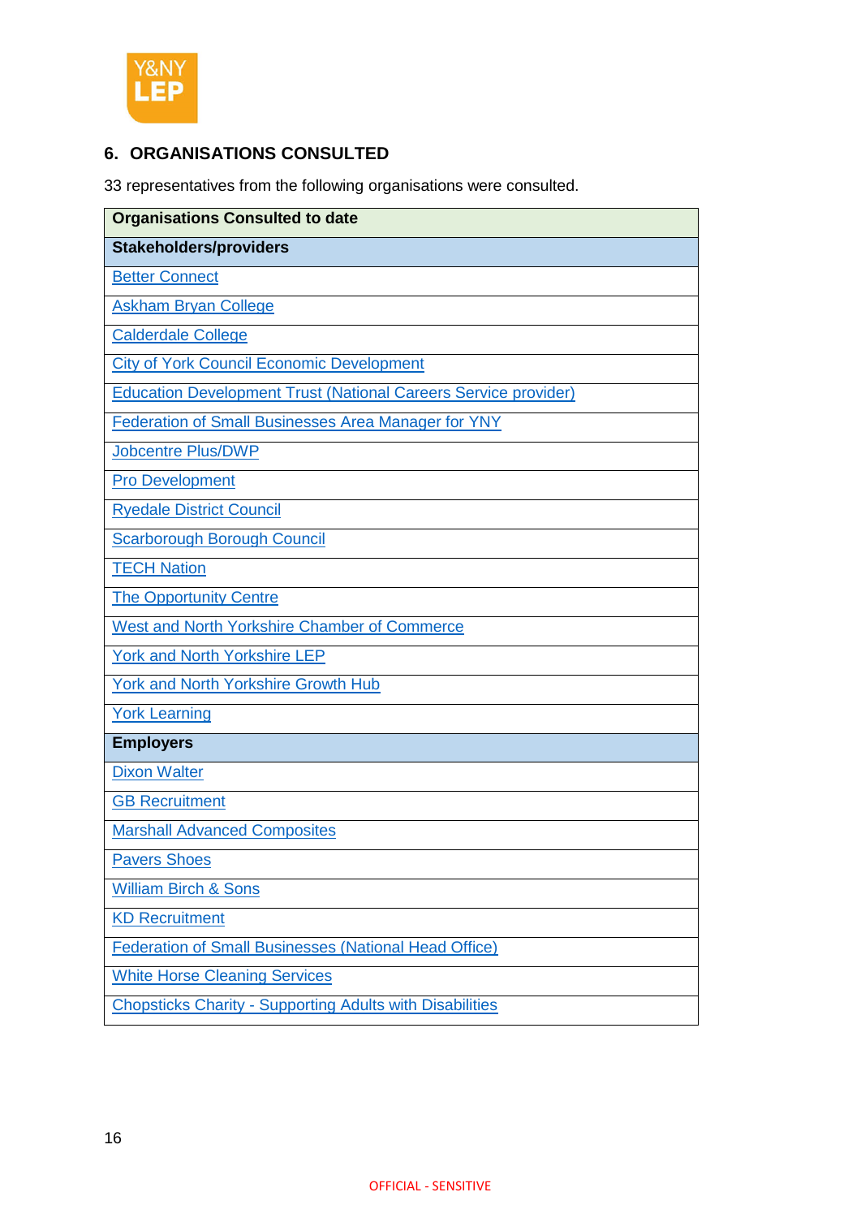## 6. ORGANISATIONS CONSULTED

33 representatives from the following organisations were consulted.

| Organisations Consulted to date |
| --- |
| **Stakeholders/providers** |
| Better Connect |
| Askham Bryan College |
| Calderdale College |
| City of York Council Economic Development |
| Education Development Trust (National Careers Service provider) |
| Federation of Small Businesses Area Manager for YNY |
| Jobcentre Plus/DWP |
| Pro Development |
| Ryedale District Council |
| Scarborough Borough Council |
| TECH Nation |
| The Opportunity Centre |
| West and North Yorkshire Chamber of Commerce |
| York and North Yorkshire LEP |
| York and North Yorkshire Growth Hub |
| York Learning |
| **Employers** |
| Dixon Walter |
| GB Recruitment |
| Marshall Advanced Composites |
| Pavers Shoes |
| William Birch & Sons |
| KD Recruitment |
| Federation of Small Businesses (National Head Office) |
| White Horse Cleaning Services |
| Chopsticks Charity - Supporting Adults with Disabilities |

OFFICIAL - SENSITIVE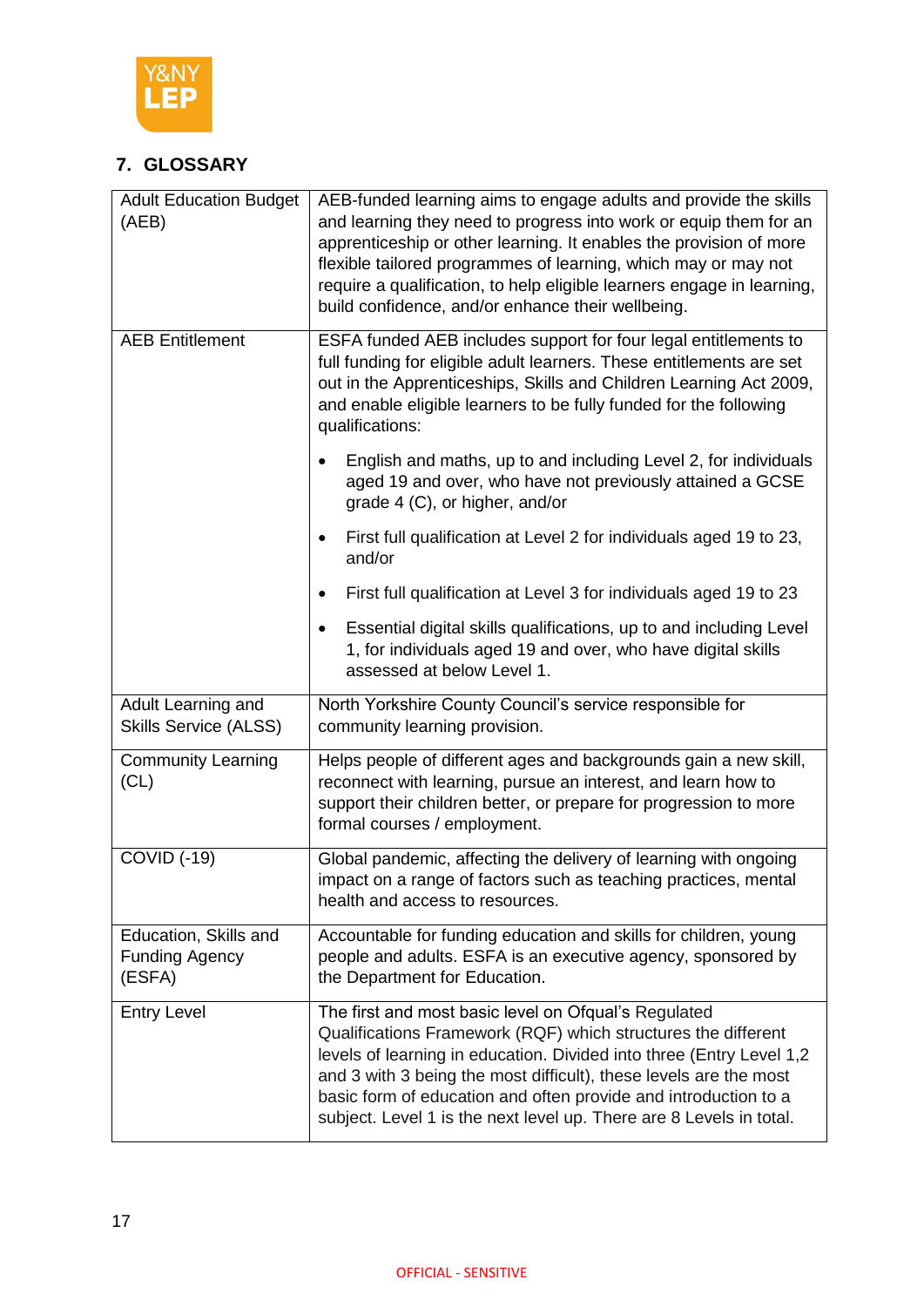## 7. GLOSSARY

| | |
|---|---|
| Adult Education Budget (AEB) | AEB-funded learning aims to engage adults and provide the skills and learning they need to progress into work or equip them for an apprenticeship or other learning. It enables the provision of more flexible tailored programmes of learning, which may or may not require a qualification, to help eligible learners engage in learning, build confidence, and/or enhance their wellbeing. |
| AEB Entitlement | ESFA funded AEB includes support for four legal entitlements to full funding for eligible adult learners. These entitlements are set out in the Apprenticeships, Skills and Children Learning Act 2009, and enable eligible learners to be fully funded for the following qualifications:<br>• English and maths, up to and including Level 2, for individuals aged 19 and over, who have not previously attained a GCSE grade 4 (C), or higher, and/or<br>• First full qualification at Level 2 for individuals aged 19 to 23, and/or<br>• First full qualification at Level 3 for individuals aged 19 to 23<br>• Essential digital skills qualifications, up to and including Level 1, for individuals aged 19 and over, who have digital skills assessed at below Level 1. |
| Adult Learning and Skills Service (ALSS) | North Yorkshire County Council's service responsible for community learning provision. |
| Community Learning (CL) | Helps people of different ages and backgrounds gain a new skill, reconnect with learning, pursue an interest, and learn how to support their children better, or prepare for progression to more formal courses / employment. |
| COVID (-19) | Global pandemic, affecting the delivery of learning with ongoing impact on a range of factors such as teaching practices, mental health and access to resources. |
| Education, Skills and Funding Agency (ESFA) | Accountable for funding education and skills for children, young people and adults. ESFA is an executive agency, sponsored by the Department for Education. |
| Entry Level | The first and most basic level on Ofqual's Regulated Qualifications Framework (RQF) which structures the different levels of learning in education. Divided into three (Entry Level 1,2 and 3 with 3 being the most difficult), these levels are the most basic form of education and often provide and introduction to a subject. Level 1 is the next level up. There are 8 Levels in total. |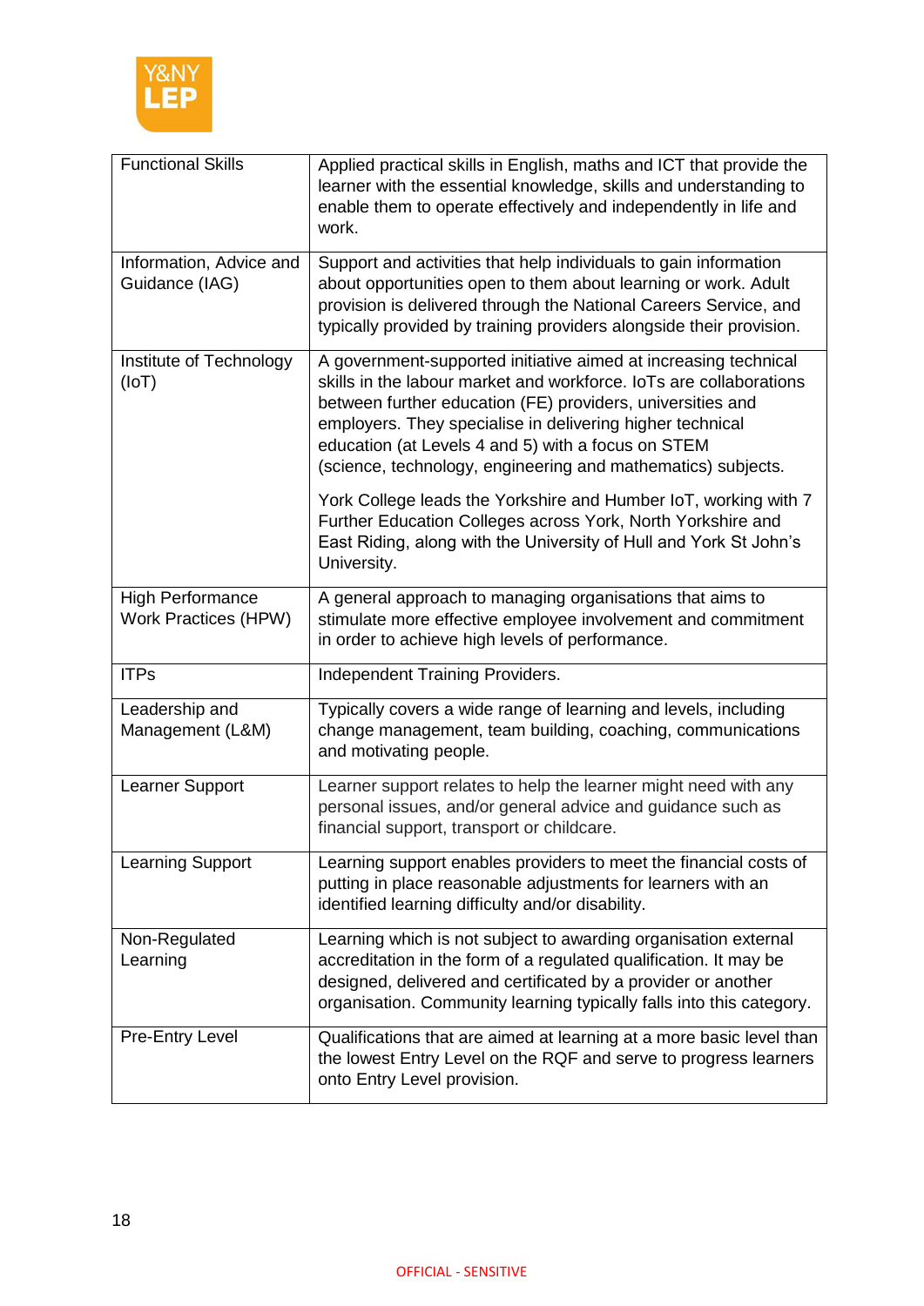| | |
|---|---|
| Functional Skills | Applied practical skills in English, maths and ICT that provide the learner with the essential knowledge, skills and understanding to enable them to operate effectively and independently in life and work. |
| Information, Advice and Guidance (IAG) | Support and activities that help individuals to gain information about opportunities open to them about learning or work. Adult provision is delivered through the National Careers Service, and typically provided by training providers alongside their provision. |
| Institute of Technology (IoT) | A government-supported initiative aimed at increasing technical skills in the labour market and workforce. IoTs are collaborations between further education (FE) providers, universities and employers. They specialise in delivering higher technical education (at Levels 4 and 5) with a focus on STEM (science, technology, engineering and mathematics) subjects.<br><br>York College leads the Yorkshire and Humber IoT, working with 7 Further Education Colleges across York, North Yorkshire and East Riding, along with the University of Hull and York St John's University. |
| High Performance Work Practices (HPW) | A general approach to managing organisations that aims to stimulate more effective employee involvement and commitment in order to achieve high levels of performance. |
| ITPs | Independent Training Providers. |
| Leadership and Management (L&M) | Typically covers a wide range of learning and levels, including change management, team building, coaching, communications and motivating people. |
| Learner Support | Learner support relates to help the learner might need with any personal issues, and/or general advice and guidance such as financial support, transport or childcare. |
| Learning Support | Learning support enables providers to meet the financial costs of putting in place reasonable adjustments for learners with an identified learning difficulty and/or disability. |
| Non-Regulated Learning | Learning which is not subject to awarding organisation external accreditation in the form of a regulated qualification. It may be designed, delivered and certificated by a provider or another organisation. Community learning typically falls into this category. |
| Pre-Entry Level | Qualifications that are aimed at learning at a more basic level than the lowest Entry Level on the RQF and serve to progress learners onto Entry Level provision. |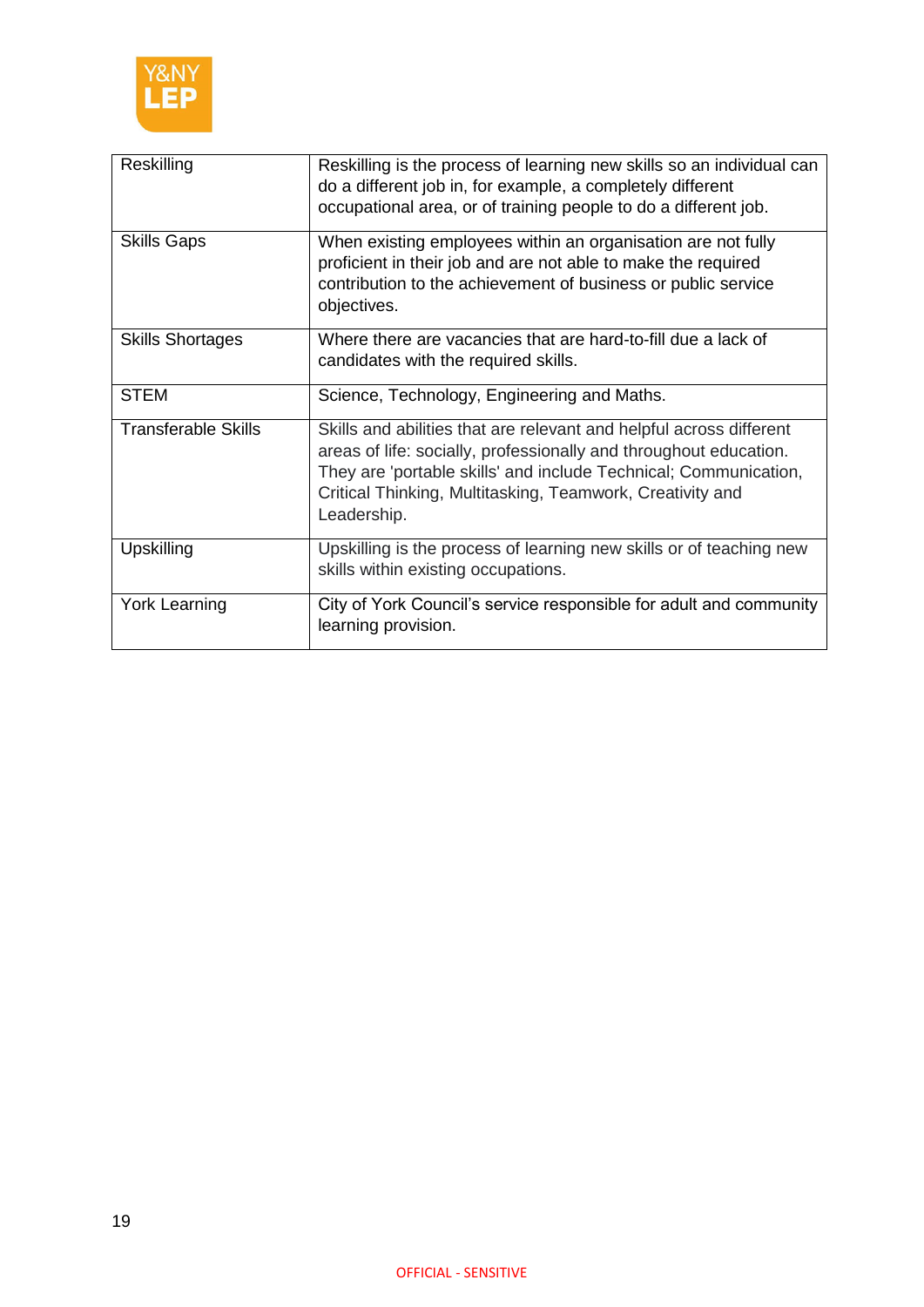| | |
|---|---|
| Reskilling | Reskilling is the process of learning new skills so an individual can do a different job in, for example, a completely different occupational area, or of training people to do a different job. |
| Skills Gaps | When existing employees within an organisation are not fully proficient in their job and are not able to make the required contribution to the achievement of business or public service objectives. |
| Skills Shortages | Where there are vacancies that are hard-to-fill due a lack of candidates with the required skills. |
| STEM | Science, Technology, Engineering and Maths. |
| Transferable Skills | Skills and abilities that are relevant and helpful across different areas of life: socially, professionally and throughout education. They are 'portable skills' and include Technical; Communication, Critical Thinking, Multitasking, Teamwork, Creativity and Leadership. |
| Upskilling | Upskilling is the process of learning new skills or of teaching new skills within existing occupations. |
| York Learning | City of York Council's service responsible for adult and community learning provision. |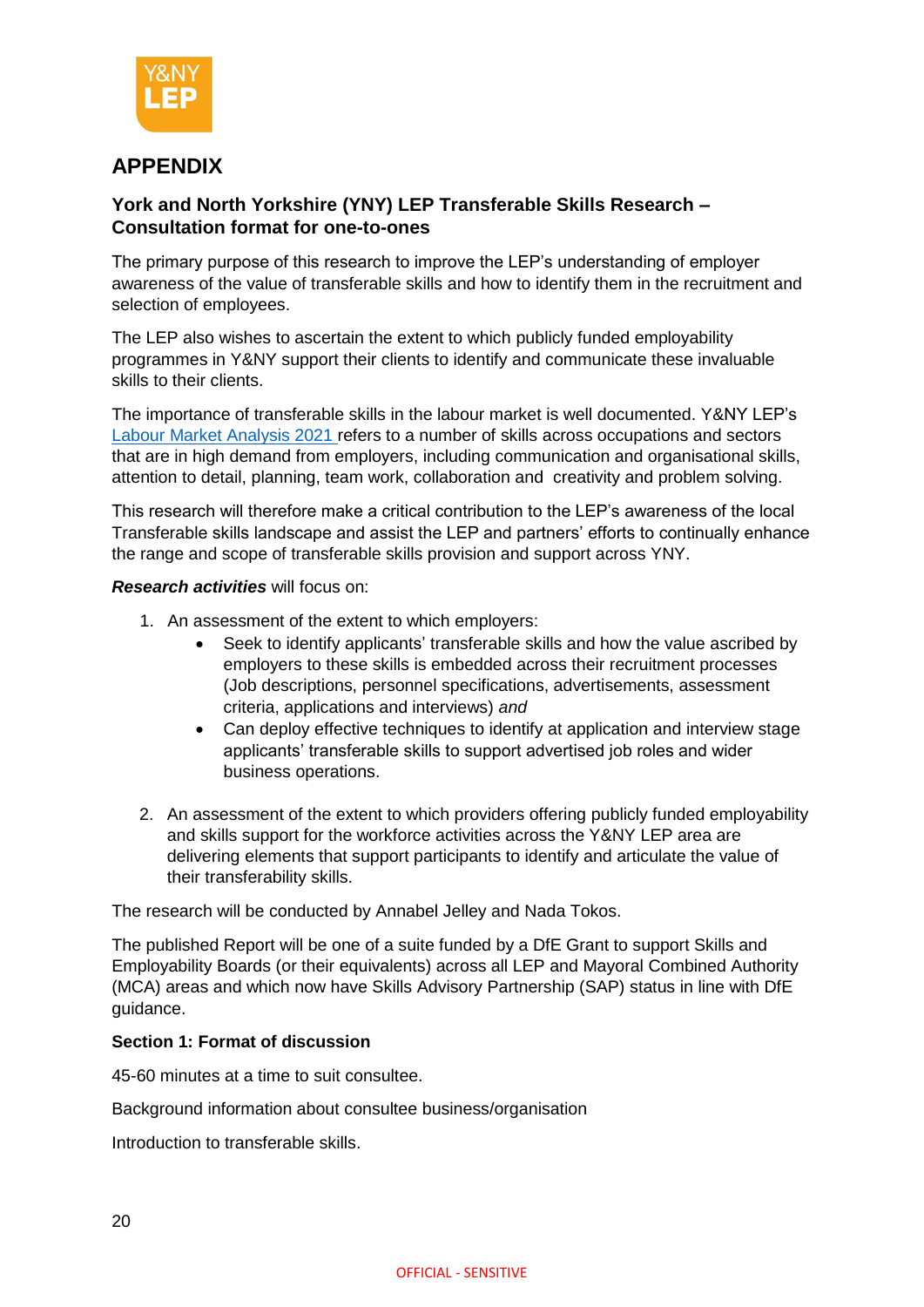# APPENDIX

### York and North Yorkshire (YNY) LEP Transferable Skills Research – Consultation format for one-to-ones

The primary purpose of this research to improve the LEP's understanding of employer awareness of the value of transferable skills and how to identify them in the recruitment and selection of employees.

The LEP also wishes to ascertain the extent to which publicly funded employability programmes in Y&NY support their clients to identify and communicate these invaluable skills to their clients.

The importance of transferable skills in the labour market is well documented. Y&NY LEP's Labour Market Analysis 2021 refers to a number of skills across occupations and sectors that are in high demand from employers, including communication and organisational skills, attention to detail, planning, team work, collaboration and creativity and problem solving.

This research will therefore make a critical contribution to the LEP's awareness of the local Transferable skills landscape and assist the LEP and partners' efforts to continually enhance the range and scope of transferable skills provision and support across YNY.

***Research activities*** will focus on:

1. An assessment of the extent to which employers:
    - Seek to identify applicants' transferable skills and how the value ascribed by employers to these skills is embedded across their recruitment processes (Job descriptions, personnel specifications, advertisements, assessment criteria, applications and interviews) *and*
    - Can deploy effective techniques to identify at application and interview stage applicants' transferable skills to support advertised job roles and wider business operations.

2. An assessment of the extent to which providers offering publicly funded employability and skills support for the workforce activities across the Y&NY LEP area are delivering elements that support participants to identify and articulate the value of their transferability skills.

The research will be conducted by Annabel Jelley and Nada Tokos.

The published Report will be one of a suite funded by a DfE Grant to support Skills and Employability Boards (or their equivalents) across all LEP and Mayoral Combined Authority (MCA) areas and which now have Skills Advisory Partnership (SAP) status in line with DfE guidance.

**Section 1: Format of discussion**

45-60 minutes at a time to suit consultee.

Background information about consultee business/organisation

Introduction to transferable skills.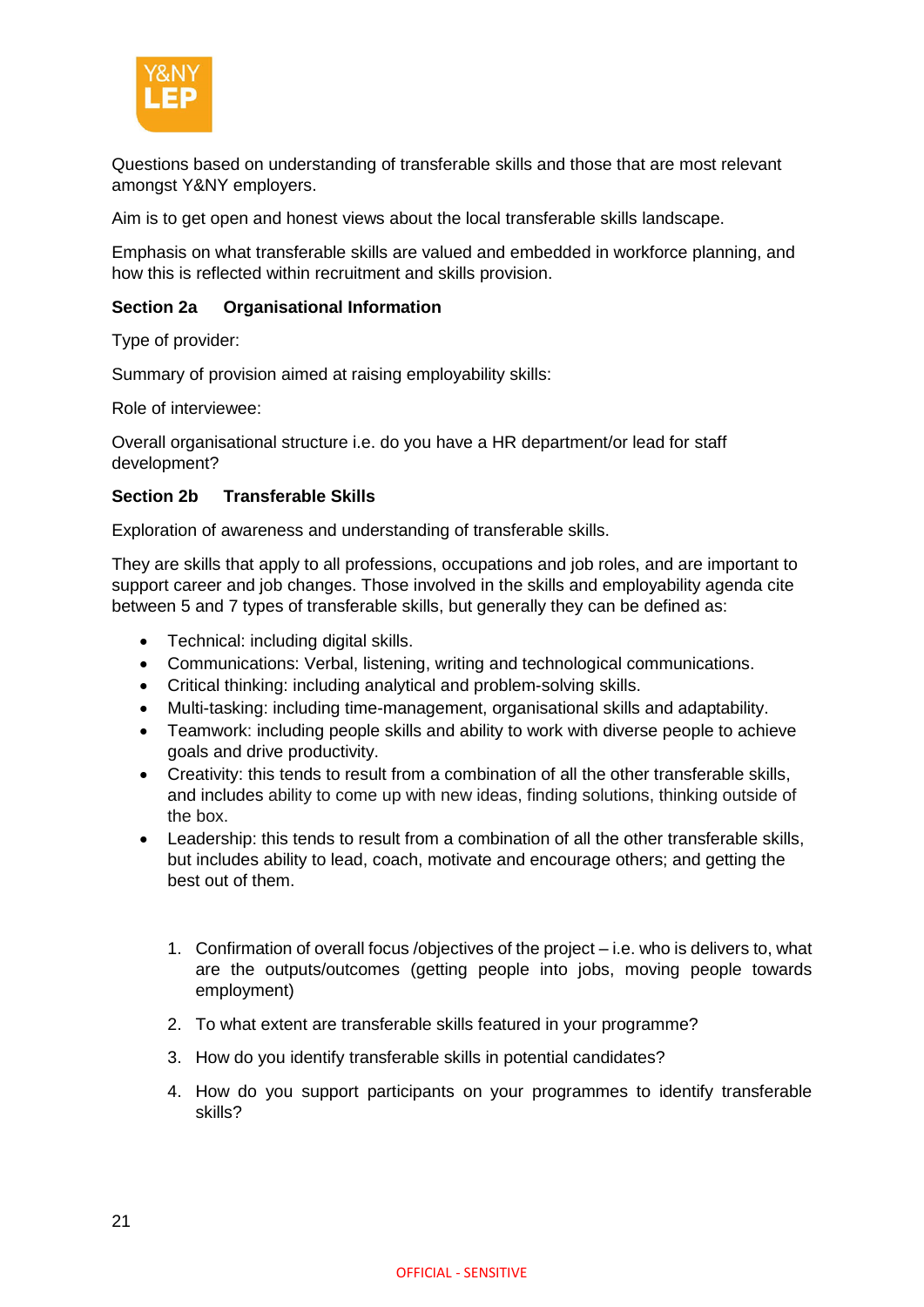Questions based on understanding of transferable skills and those that are most relevant amongst Y&NY employers.

Aim is to get open and honest views about the local transferable skills landscape.

Emphasis on what transferable skills are valued and embedded in workforce planning, and how this is reflected within recruitment and skills provision.

**Section 2a Organisational Information**

Type of provider:

Summary of provision aimed at raising employability skills:

Role of interviewee:

Overall organisational structure i.e. do you have a HR department/or lead for staff development?

**Section 2b Transferable Skills**

Exploration of awareness and understanding of transferable skills.

They are skills that apply to all professions, occupations and job roles, and are important to support career and job changes. Those involved in the skills and employability agenda cite between 5 and 7 types of transferable skills, but generally they can be defined as:

- Technical: including digital skills.
- Communications: Verbal, listening, writing and technological communications.
- Critical thinking: including analytical and problem-solving skills.
- Multi-tasking: including time-management, organisational skills and adaptability.
- Teamwork: including people skills and ability to work with diverse people to achieve goals and drive productivity.
- Creativity: this tends to result from a combination of all the other transferable skills, and includes ability to come up with new ideas, finding solutions, thinking outside of the box.
- Leadership: this tends to result from a combination of all the other transferable skills, but includes ability to lead, coach, motivate and encourage others; and getting the best out of them.

1. Confirmation of overall focus /objectives of the project – i.e. who is delivers to, what are the outputs/outcomes (getting people into jobs, moving people towards employment)
2. To what extent are transferable skills featured in your programme?
3. How do you identify transferable skills in potential candidates?
4. How do you support participants on your programmes to identify transferable skills?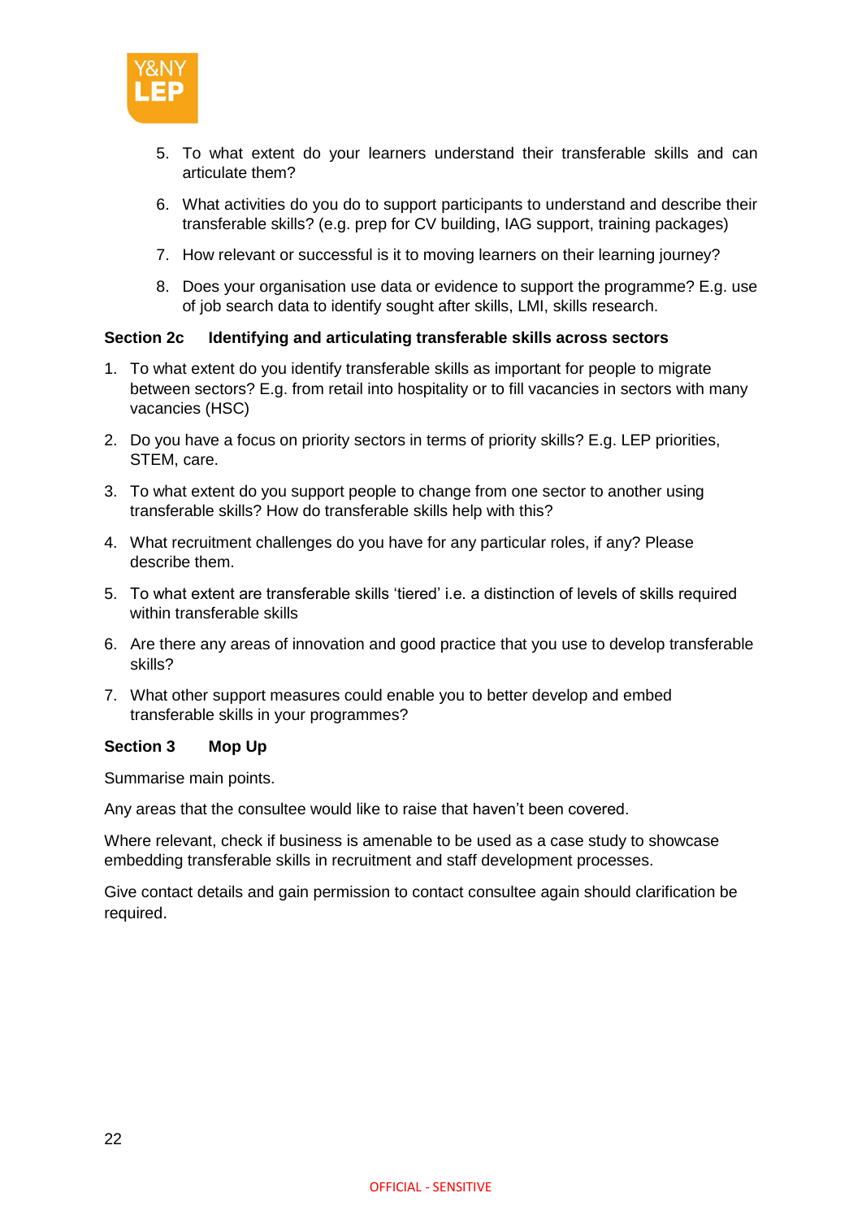5. To what extent do your learners understand their transferable skills and can articulate them?
6. What activities do you do to support participants to understand and describe their transferable skills? (e.g. prep for CV building, IAG support, training packages)
7. How relevant or successful is it to moving learners on their learning journey?
8. Does your organisation use data or evidence to support the programme? E.g. use of job search data to identify sought after skills, LMI, skills research.

**Section 2c Identifying and articulating transferable skills across sectors**

1. To what extent do you identify transferable skills as important for people to migrate between sectors? E.g. from retail into hospitality or to fill vacancies in sectors with many vacancies (HSC)
2. Do you have a focus on priority sectors in terms of priority skills? E.g. LEP priorities, STEM, care.
3. To what extent do you support people to change from one sector to another using transferable skills? How do transferable skills help with this?
4. What recruitment challenges do you have for any particular roles, if any? Please describe them.
5. To what extent are transferable skills 'tiered' i.e. a distinction of levels of skills required within transferable skills
6. Are there any areas of innovation and good practice that you use to develop transferable skills?
7. What other support measures could enable you to better develop and embed transferable skills in your programmes?

**Section 3 Mop Up**

Summarise main points.

Any areas that the consultee would like to raise that haven't been covered.

Where relevant, check if business is amenable to be used as a case study to showcase embedding transferable skills in recruitment and staff development processes.

Give contact details and gain permission to contact consultee again should clarification be required.